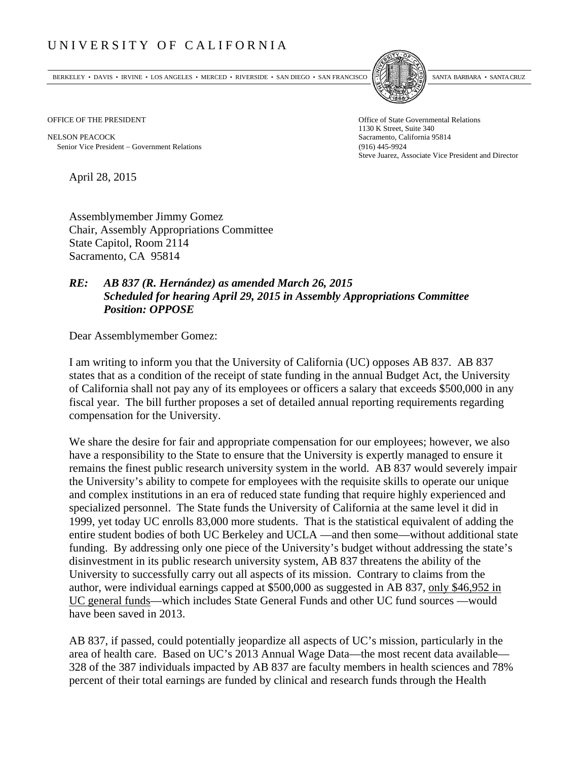# UNIVERSITY OF CALIFORNIA

BERKELEY • DAVIS • IRVINE • LOS ANGELES • MERCED • RIVERSIDE • SAN DIEGO • SAN FRANCISCO SANTA BARBARA • SANTA CRUZ

OFFICE OF THE PRESIDENT

NELSON PEACOCK
Senior Vice President – Government Relations

Office of State Governmental Relations
1130 K Street, Suite 340
Sacramento, California 95814
(916) 445-9924
Steve Juarez, Associate Vice President and Director

April 28, 2015

Assemblymember Jimmy Gomez
Chair, Assembly Appropriations Committee
State Capitol, Room 2114
Sacramento, CA 95814

***RE: AB 837 (R. Hernández) as amended March 26, 2015***
***Scheduled for hearing April 29, 2015 in Assembly Appropriations Committee***
***Position: OPPOSE***

Dear Assemblymember Gomez:

I am writing to inform you that the University of California (UC) opposes AB 837. AB 837 states that as a condition of the receipt of state funding in the annual Budget Act, the University of California shall not pay any of its employees or officers a salary that exceeds $500,000 in any fiscal year. The bill further proposes a set of detailed annual reporting requirements regarding compensation for the University.

We share the desire for fair and appropriate compensation for our employees; however, we also have a responsibility to the State to ensure that the University is expertly managed to ensure it remains the finest public research university system in the world. AB 837 would severely impair the University's ability to compete for employees with the requisite skills to operate our unique and complex institutions in an era of reduced state funding that require highly experienced and specialized personnel. The State funds the University of California at the same level it did in 1999, yet today UC enrolls 83,000 more students. That is the statistical equivalent of adding the entire student bodies of both UC Berkeley and UCLA —and then some—without additional state funding. By addressing only one piece of the University's budget without addressing the state's disinvestment in its public research university system, AB 837 threatens the ability of the University to successfully carry out all aspects of its mission. Contrary to claims from the author, were individual earnings capped at $500,000 as suggested in AB 837, <u>only $46,952 in UC general funds</u>—which includes State General Funds and other UC fund sources —would have been saved in 2013.

AB 837, if passed, could potentially jeopardize all aspects of UC's mission, particularly in the area of health care. Based on UC's 2013 Annual Wage Data—the most recent data available—328 of the 387 individuals impacted by AB 837 are faculty members in health sciences and 78% percent of their total earnings are funded by clinical and research funds through the Health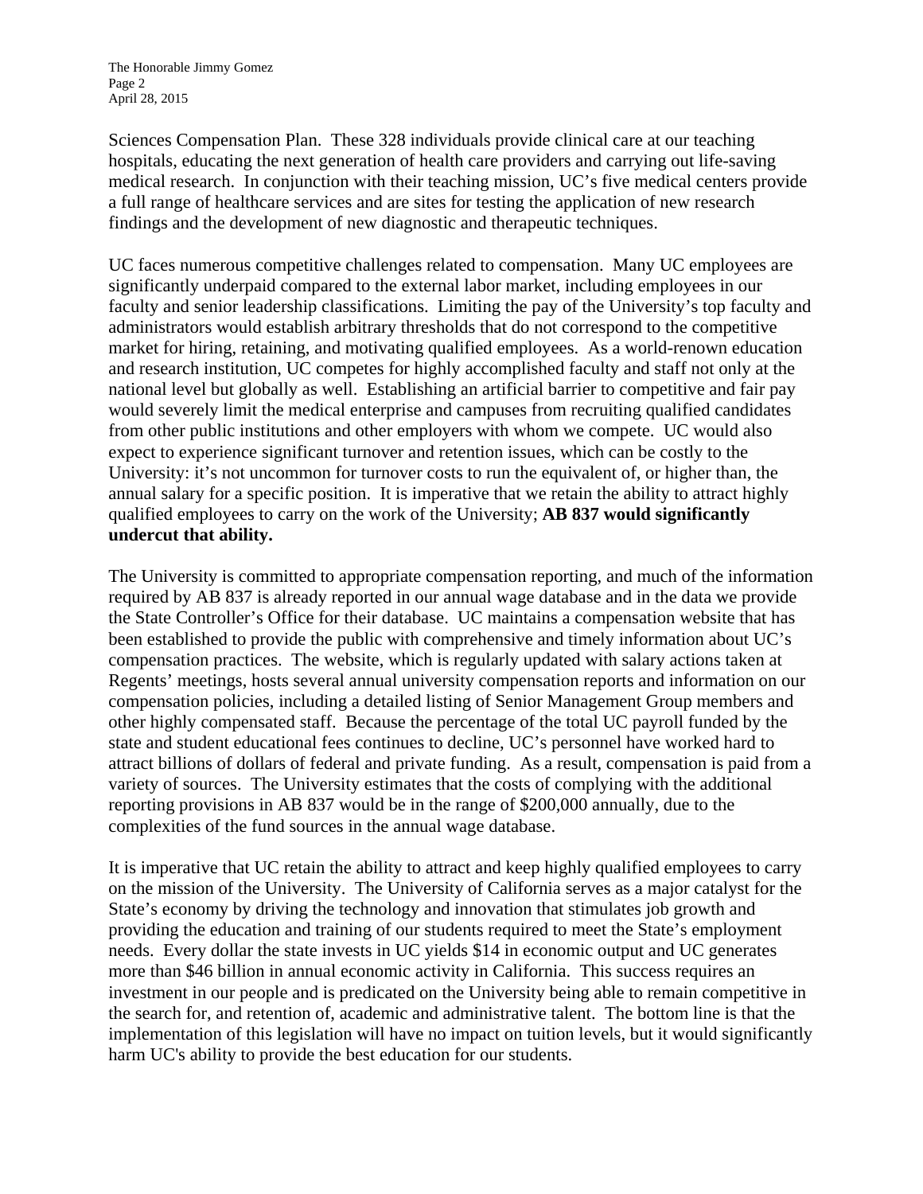Sciences Compensation Plan. These 328 individuals provide clinical care at our teaching hospitals, educating the next generation of health care providers and carrying out life-saving medical research. In conjunction with their teaching mission, UC's five medical centers provide a full range of healthcare services and are sites for testing the application of new research findings and the development of new diagnostic and therapeutic techniques.

UC faces numerous competitive challenges related to compensation. Many UC employees are significantly underpaid compared to the external labor market, including employees in our faculty and senior leadership classifications. Limiting the pay of the University's top faculty and administrators would establish arbitrary thresholds that do not correspond to the competitive market for hiring, retaining, and motivating qualified employees. As a world-renown education and research institution, UC competes for highly accomplished faculty and staff not only at the national level but globally as well. Establishing an artificial barrier to competitive and fair pay would severely limit the medical enterprise and campuses from recruiting qualified candidates from other public institutions and other employers with whom we compete. UC would also expect to experience significant turnover and retention issues, which can be costly to the University: it's not uncommon for turnover costs to run the equivalent of, or higher than, the annual salary for a specific position. It is imperative that we retain the ability to attract highly qualified employees to carry on the work of the University; **AB 837 would significantly undercut that ability.**

The University is committed to appropriate compensation reporting, and much of the information required by AB 837 is already reported in our annual wage database and in the data we provide the State Controller's Office for their database. UC maintains a compensation website that has been established to provide the public with comprehensive and timely information about UC's compensation practices. The website, which is regularly updated with salary actions taken at Regents' meetings, hosts several annual university compensation reports and information on our compensation policies, including a detailed listing of Senior Management Group members and other highly compensated staff. Because the percentage of the total UC payroll funded by the state and student educational fees continues to decline, UC's personnel have worked hard to attract billions of dollars of federal and private funding. As a result, compensation is paid from a variety of sources. The University estimates that the costs of complying with the additional reporting provisions in AB 837 would be in the range of $200,000 annually, due to the complexities of the fund sources in the annual wage database.

It is imperative that UC retain the ability to attract and keep highly qualified employees to carry on the mission of the University. The University of California serves as a major catalyst for the State's economy by driving the technology and innovation that stimulates job growth and providing the education and training of our students required to meet the State's employment needs. Every dollar the state invests in UC yields $14 in economic output and UC generates more than $46 billion in annual economic activity in California. This success requires an investment in our people and is predicated on the University being able to remain competitive in the search for, and retention of, academic and administrative talent. The bottom line is that the implementation of this legislation will have no impact on tuition levels, but it would significantly harm UC's ability to provide the best education for our students.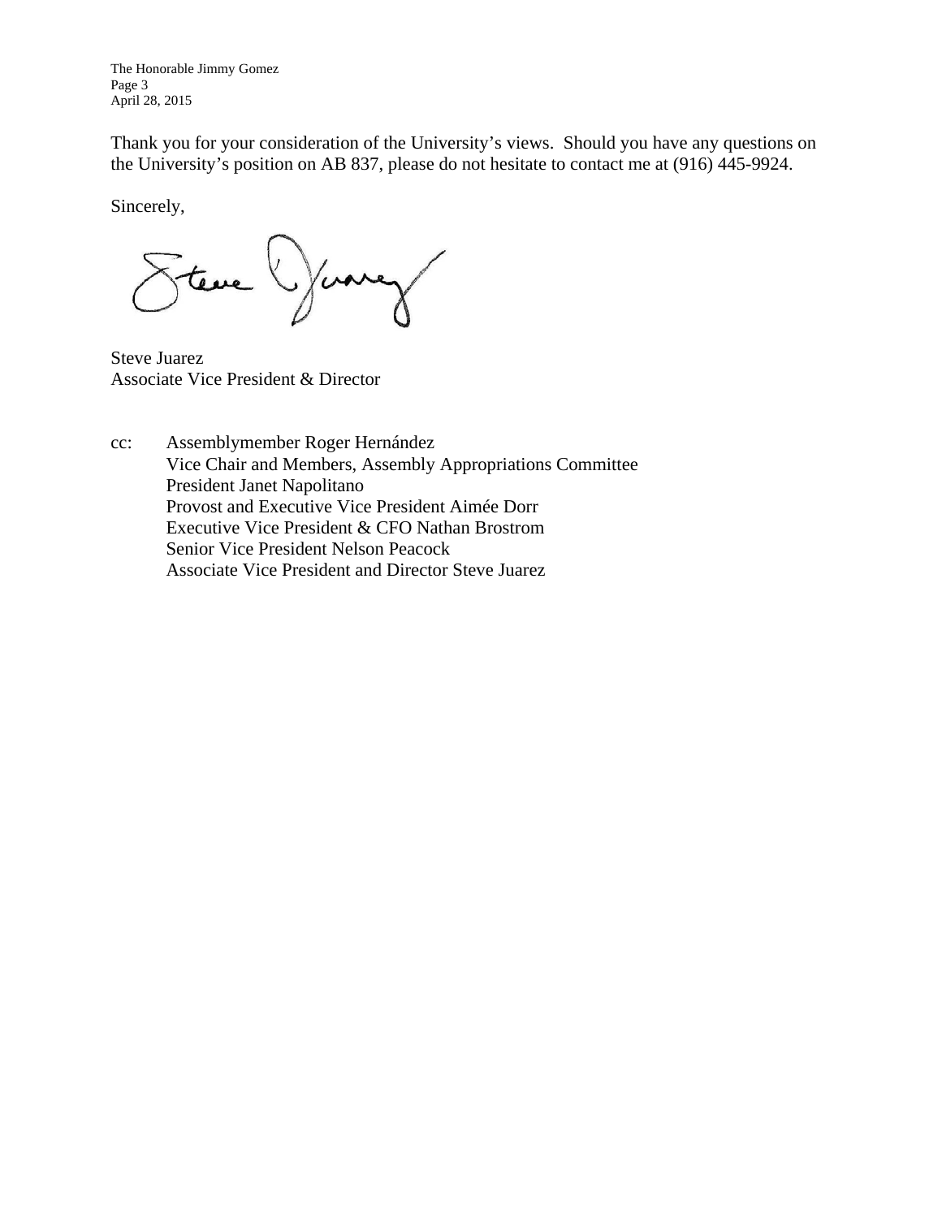Thank you for your consideration of the University's views. Should you have any questions on the University's position on AB 837, please do not hesitate to contact me at (916) 445-9924.

Sincerely,

Steve Juarez
Associate Vice President & Director

cc: Assemblymember Roger Hernández
Vice Chair and Members, Assembly Appropriations Committee
President Janet Napolitano
Provost and Executive Vice President Aimée Dorr
Executive Vice President & CFO Nathan Brostrom
Senior Vice President Nelson Peacock
Associate Vice President and Director Steve Juarez